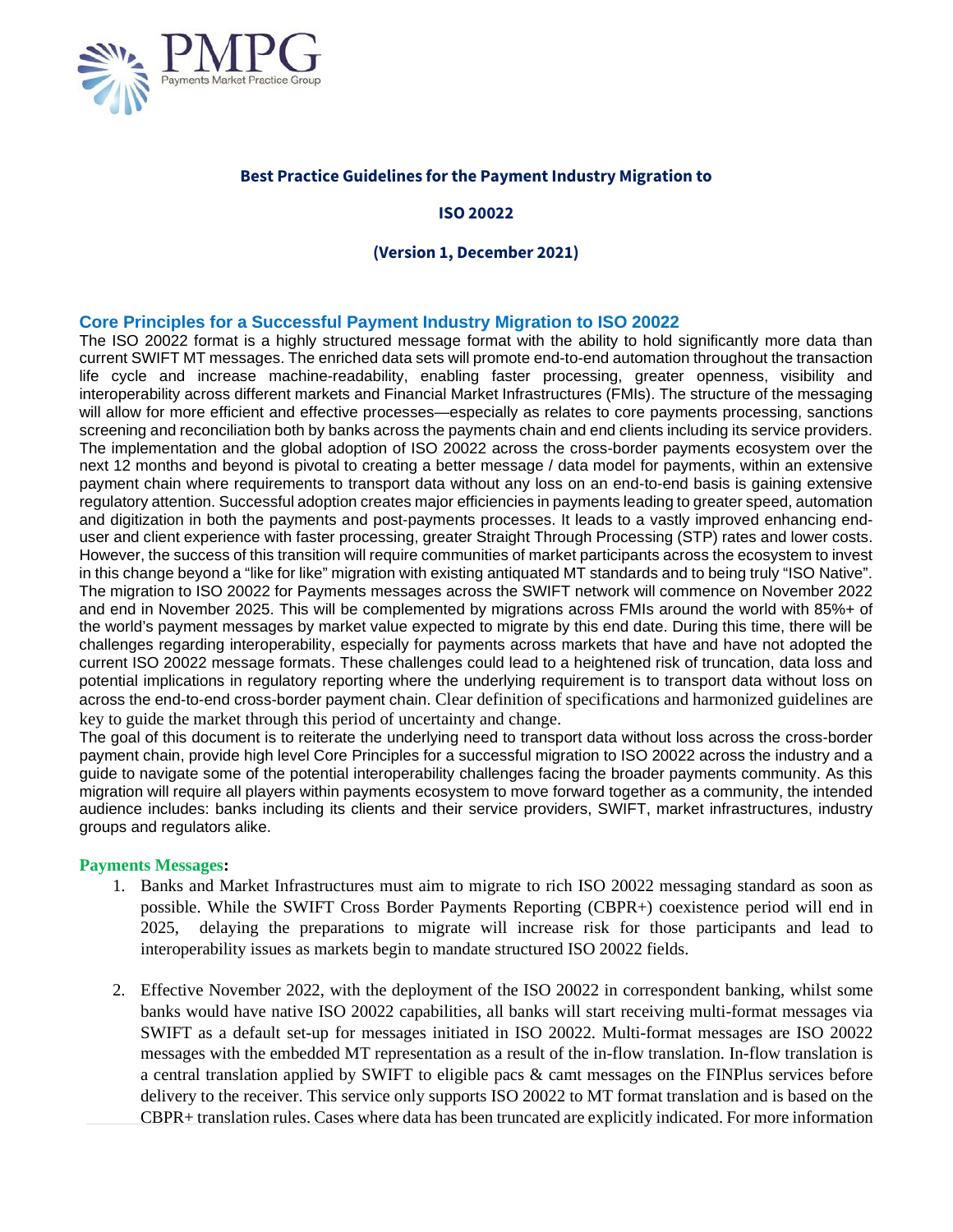PMPG
Payments Market Practice Group

**Best Practice Guidelines for the Payment Industry Migration to**

**ISO 20022**

**(Version 1, December 2021)**

## Core Principles for a Successful Payment Industry Migration to ISO 20022

The ISO 20022 format is a highly structured message format with the ability to hold significantly more data than current SWIFT MT messages. The enriched data sets will promote end-to-end automation throughout the transaction life cycle and increase machine-readability, enabling faster processing, greater openness, visibility and interoperability across different markets and Financial Market Infrastructures (FMIs). The structure of the messaging will allow for more efficient and effective processes—especially as relates to core payments processing, sanctions screening and reconciliation both by banks across the payments chain and end clients including its service providers. The implementation and the global adoption of ISO 20022 across the cross-border payments ecosystem over the next 12 months and beyond is pivotal to creating a better message / data model for payments, within an extensive payment chain where requirements to transport data without any loss on an end-to-end basis is gaining extensive regulatory attention. Successful adoption creates major efficiencies in payments leading to greater speed, automation and digitization in both the payments and post-payments processes. It leads to a vastly improved enhancing end-user and client experience with faster processing, greater Straight Through Processing (STP) rates and lower costs. However, the success of this transition will require communities of market participants across the ecosystem to invest in this change beyond a "like for like" migration with existing antiquated MT standards and to being truly "ISO Native". The migration to ISO 20022 for Payments messages across the SWIFT network will commence on November 2022 and end in November 2025. This will be complemented by migrations across FMIs around the world with 85%+ of the world's payment messages by market value expected to migrate by this end date. During this time, there will be challenges regarding interoperability, especially for payments across markets that have and have not adopted the current ISO 20022 message formats. These challenges could lead to a heightened risk of truncation, data loss and potential implications in regulatory reporting where the underlying requirement is to transport data without loss on across the end-to-end cross-border payment chain. Clear definition of specifications and harmonized guidelines are key to guide the market through this period of uncertainty and change.

The goal of this document is to reiterate the underlying need to transport data without loss across the cross-border payment chain, provide high level Core Principles for a successful migration to ISO 20022 across the industry and a guide to navigate some of the potential interoperability challenges facing the broader payments community. As this migration will require all players within payments ecosystem to move forward together as a community, the intended audience includes: banks including its clients and their service providers, SWIFT, market infrastructures, industry groups and regulators alike.

**Payments Messages:**

1. Banks and Market Infrastructures must aim to migrate to rich ISO 20022 messaging standard as soon as possible. While the SWIFT Cross Border Payments Reporting (CBPR+) coexistence period will end in 2025, delaying the preparations to migrate will increase risk for those participants and lead to interoperability issues as markets begin to mandate structured ISO 20022 fields.

2. Effective November 2022, with the deployment of the ISO 20022 in correspondent banking, whilst some banks would have native ISO 20022 capabilities, all banks will start receiving multi-format messages via SWIFT as a default set-up for messages initiated in ISO 20022. Multi-format messages are ISO 20022 messages with the embedded MT representation as a result of the in-flow translation. In-flow translation is a central translation applied by SWIFT to eligible pacs & camt messages on the FINPlus services before delivery to the receiver. This service only supports ISO 20022 to MT format translation and is based on the CBPR+ translation rules. Cases where data has been truncated are explicitly indicated. For more information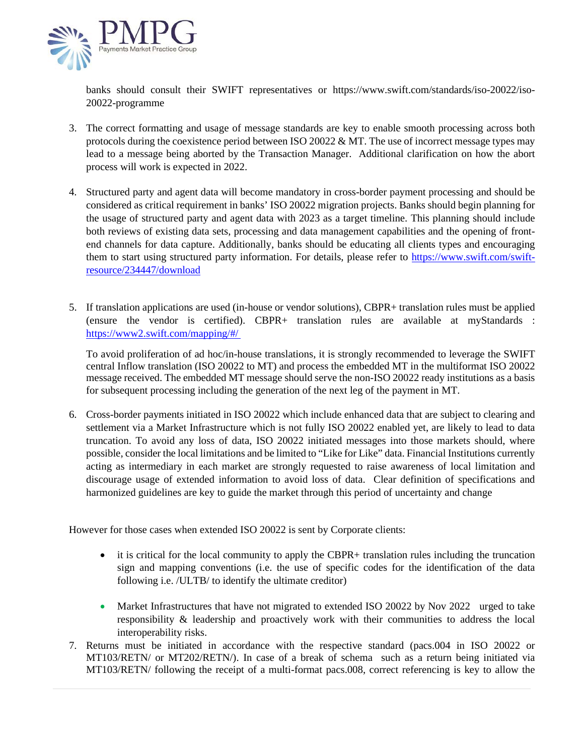banks should consult their SWIFT representatives or https://www.swift.com/standards/iso-20022/iso-20022-programme

3. The correct formatting and usage of message standards are key to enable smooth processing across both protocols during the coexistence period between ISO 20022 & MT. The use of incorrect message types may lead to a message being aborted by the Transaction Manager. Additional clarification on how the abort process will work is expected in 2022.

4. Structured party and agent data will become mandatory in cross-border payment processing and should be considered as critical requirement in banks' ISO 20022 migration projects. Banks should begin planning for the usage of structured party and agent data with 2023 as a target timeline. This planning should include both reviews of existing data sets, processing and data management capabilities and the opening of front-end channels for data capture. Additionally, banks should be educating all clients types and encouraging them to start using structured party information. For details, please refer to https://www.swift.com/swift-resource/234447/download

5. If translation applications are used (in-house or vendor solutions), CBPR+ translation rules must be applied (ensure the vendor is certified). CBPR+ translation rules are available at myStandards : https://www2.swift.com/mapping/#/

   To avoid proliferation of ad hoc/in-house translations, it is strongly recommended to leverage the SWIFT central Inflow translation (ISO 20022 to MT) and process the embedded MT in the multiformat ISO 20022 message received. The embedded MT message should serve the non-ISO 20022 ready institutions as a basis for subsequent processing including the generation of the next leg of the payment in MT.

6. Cross-border payments initiated in ISO 20022 which include enhanced data that are subject to clearing and settlement via a Market Infrastructure which is not fully ISO 20022 enabled yet, are likely to lead to data truncation. To avoid any loss of data, ISO 20022 initiated messages into those markets should, where possible, consider the local limitations and be limited to "Like for Like" data. Financial Institutions currently acting as intermediary in each market are strongly requested to raise awareness of local limitation and discourage usage of extended information to avoid loss of data. Clear definition of specifications and harmonized guidelines are key to guide the market through this period of uncertainty and change

However for those cases when extended ISO 20022 is sent by Corporate clients:

- it is critical for the local community to apply the CBPR+ translation rules including the truncation sign and mapping conventions (i.e. the use of specific codes for the identification of the data following i.e. /ULTB/ to identify the ultimate creditor)
- Market Infrastructures that have not migrated to extended ISO 20022 by Nov 2022 urged to take responsibility & leadership and proactively work with their communities to address the local interoperability risks.

7. Returns must be initiated in accordance with the respective standard (pacs.004 in ISO 20022 or MT103/RETN/ or MT202/RETN/). In case of a break of schema such as a return being initiated via MT103/RETN/ following the receipt of a multi-format pacs.008, correct referencing is key to allow the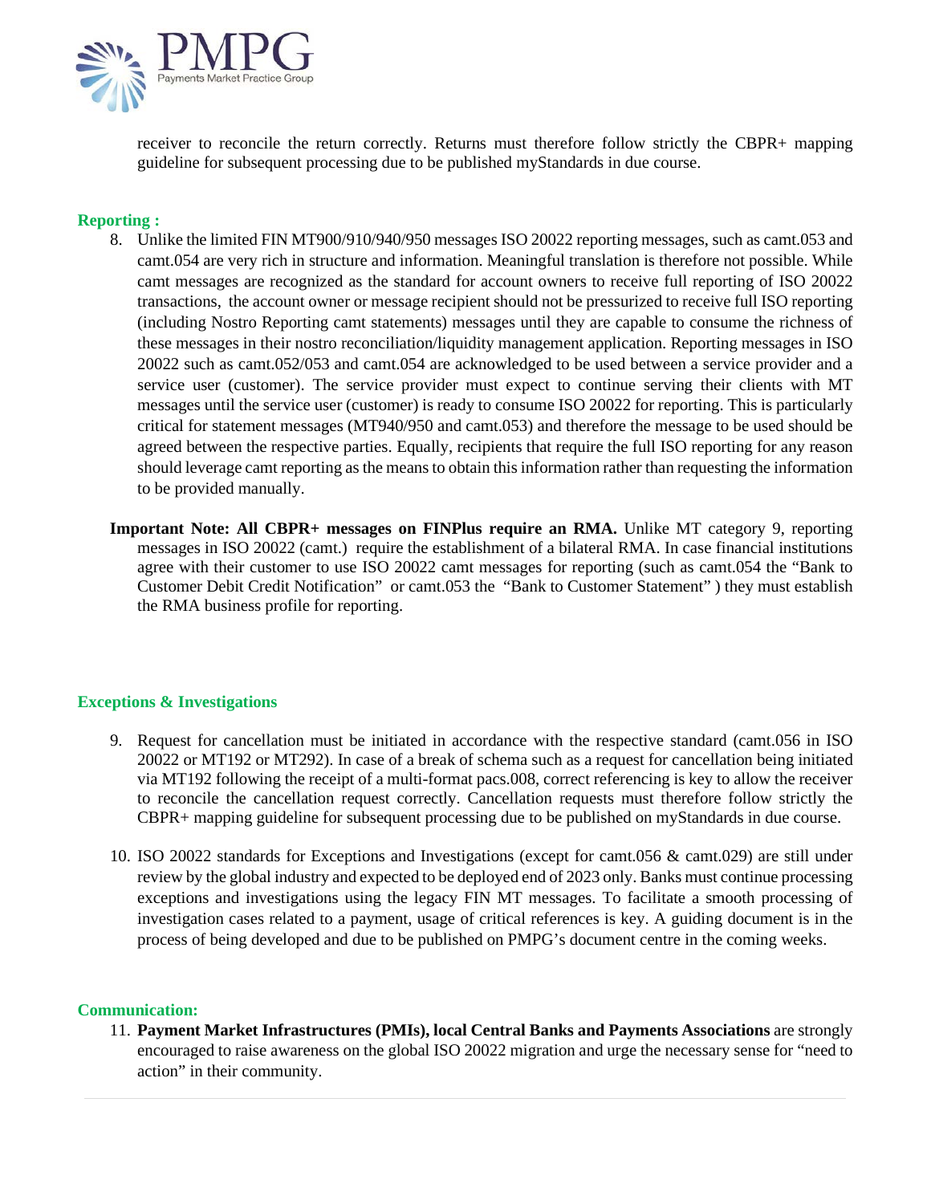receiver to reconcile the return correctly. Returns must therefore follow strictly the CBPR+ mapping guideline for subsequent processing due to be published myStandards in due course.

## Reporting :

8. Unlike the limited FIN MT900/910/940/950 messages ISO 20022 reporting messages, such as camt.053 and camt.054 are very rich in structure and information. Meaningful translation is therefore not possible. While camt messages are recognized as the standard for account owners to receive full reporting of ISO 20022 transactions, the account owner or message recipient should not be pressurized to receive full ISO reporting (including Nostro Reporting camt statements) messages until they are capable to consume the richness of these messages in their nostro reconciliation/liquidity management application. Reporting messages in ISO 20022 such as camt.052/053 and camt.054 are acknowledged to be used between a service provider and a service user (customer). The service provider must expect to continue serving their clients with MT messages until the service user (customer) is ready to consume ISO 20022 for reporting. This is particularly critical for statement messages (MT940/950 and camt.053) and therefore the message to be used should be agreed between the respective parties. Equally, recipients that require the full ISO reporting for any reason should leverage camt reporting as the means to obtain this information rather than requesting the information to be provided manually.

**Important Note: All CBPR+ messages on FINPlus require an RMA.** Unlike MT category 9, reporting messages in ISO 20022 (camt.) require the establishment of a bilateral RMA. In case financial institutions agree with their customer to use ISO 20022 camt messages for reporting (such as camt.054 the "Bank to Customer Debit Credit Notification" or camt.053 the "Bank to Customer Statement" ) they must establish the RMA business profile for reporting.

## Exceptions & Investigations

9. Request for cancellation must be initiated in accordance with the respective standard (camt.056 in ISO 20022 or MT192 or MT292). In case of a break of schema such as a request for cancellation being initiated via MT192 following the receipt of a multi-format pacs.008, correct referencing is key to allow the receiver to reconcile the cancellation request correctly. Cancellation requests must therefore follow strictly the CBPR+ mapping guideline for subsequent processing due to be published on myStandards in due course.

10. ISO 20022 standards for Exceptions and Investigations (except for camt.056 & camt.029) are still under review by the global industry and expected to be deployed end of 2023 only. Banks must continue processing exceptions and investigations using the legacy FIN MT messages. To facilitate a smooth processing of investigation cases related to a payment, usage of critical references is key. A guiding document is in the process of being developed and due to be published on PMPG's document centre in the coming weeks.

## Communication:

11. **Payment Market Infrastructures (PMIs), local Central Banks and Payments Associations** are strongly encouraged to raise awareness on the global ISO 20022 migration and urge the necessary sense for "need to action" in their community.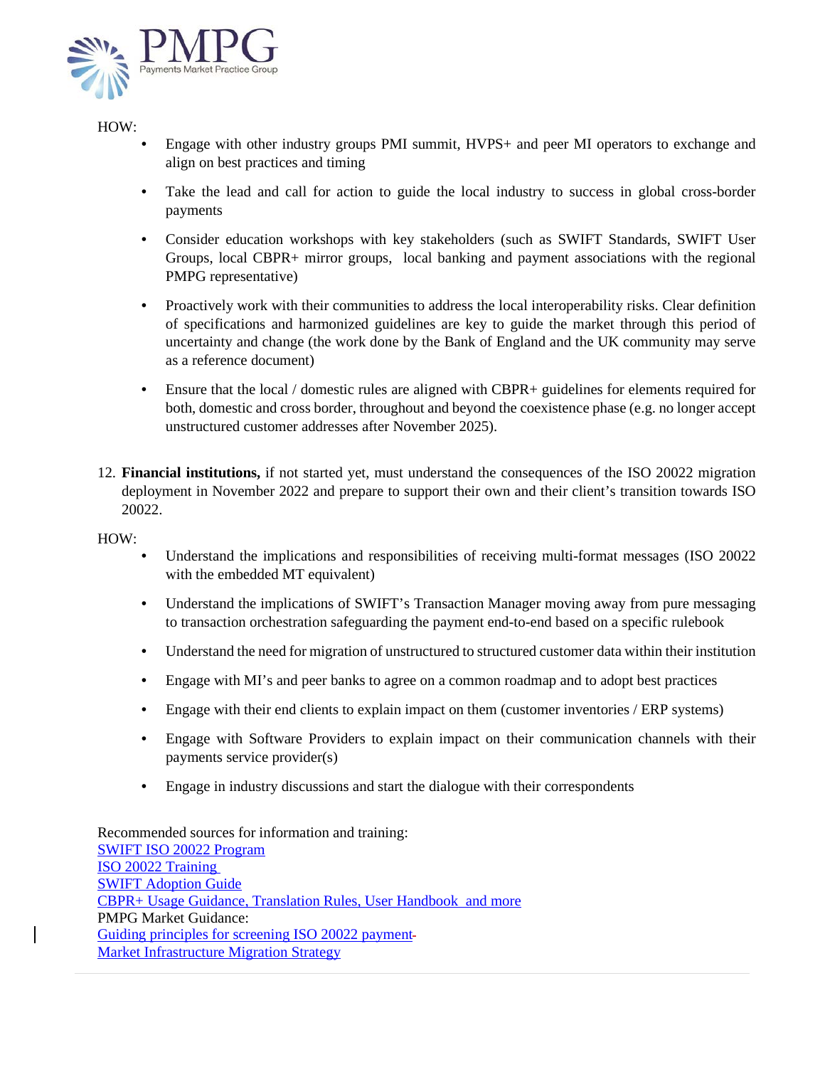HOW:

- Engage with other industry groups PMI summit, HVPS+ and peer MI operators to exchange and align on best practices and timing
- Take the lead and call for action to guide the local industry to success in global cross-border payments
- Consider education workshops with key stakeholders (such as SWIFT Standards, SWIFT User Groups, local CBPR+ mirror groups, local banking and payment associations with the regional PMPG representative)
- Proactively work with their communities to address the local interoperability risks. Clear definition of specifications and harmonized guidelines are key to guide the market through this period of uncertainty and change (the work done by the Bank of England and the UK community may serve as a reference document)
- Ensure that the local / domestic rules are aligned with CBPR+ guidelines for elements required for both, domestic and cross border, throughout and beyond the coexistence phase (e.g. no longer accept unstructured customer addresses after November 2025).

12. **Financial institutions,** if not started yet, must understand the consequences of the ISO 20022 migration deployment in November 2022 and prepare to support their own and their client's transition towards ISO 20022.

HOW:

- Understand the implications and responsibilities of receiving multi-format messages (ISO 20022 with the embedded MT equivalent)
- Understand the implications of SWIFT's Transaction Manager moving away from pure messaging to transaction orchestration safeguarding the payment end-to-end based on a specific rulebook
- Understand the need for migration of unstructured to structured customer data within their institution
- Engage with MI's and peer banks to agree on a common roadmap and to adopt best practices
- Engage with their end clients to explain impact on them (customer inventories / ERP systems)
- Engage with Software Providers to explain impact on their communication channels with their payments service provider(s)
- Engage in industry discussions and start the dialogue with their correspondents

Recommended sources for information and training:
SWIFT ISO 20022 Program
ISO 20022 Training
SWIFT Adoption Guide
CBPR+ Usage Guidance, Translation Rules, User Handbook and more
PMPG Market Guidance:
Guiding principles for screening ISO 20022 payment
Market Infrastructure Migration Strategy